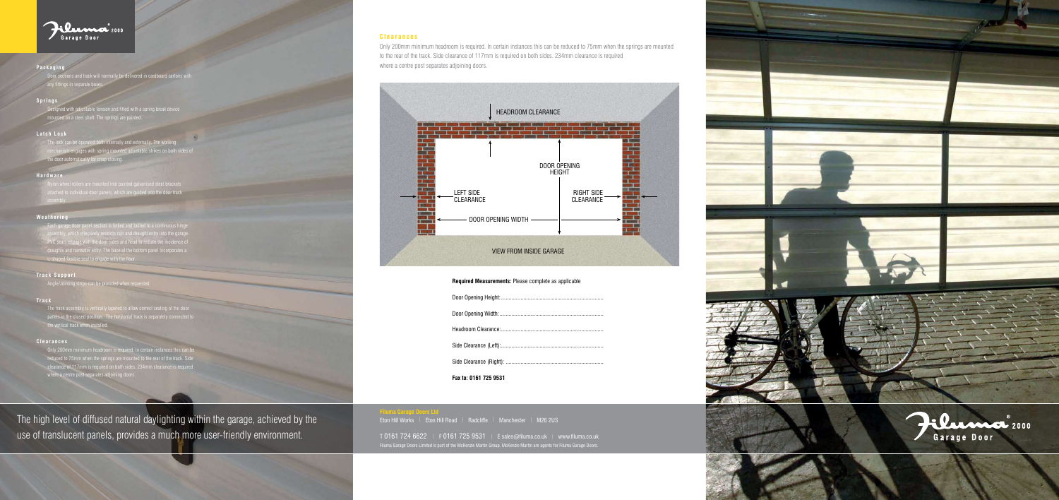# Filuma 2000 Garage Door

## Packaging

Door sections and track will normally be delivered in cardboard cartons with any fittings in separate boxes.

## Springs

Designed with adjustable tension and fitted with a spring break device mounted on a steel shaft. The springs are painted.

## Latch Lock

The lock can be operated both internally and externally. The working mechanism engages with spring mounted adjustable strikes on both sides of the door automatically for crisp closing.

## Hardware

Nylon wheel rollers are mounted into painted galvanised steel brackets attached to individual door panels, which are guided into the door track assembly.

## Weathering

Each garage door panel section is linked and bolted to a continuous hinge assembly, which effectively restricts rain and draught entry into the garage. PVC seals engage with the door sides and head to reduce the incidence of draughts and rainwater entry. The base of the bottom panel incorporates a u shaped flexible seal to engage with the floor.

## Track Support

Angle/Jointing strips can be provided when requested.

## Track

The track assembly is vertically tapered to allow correct seating of the door panels in the closed position. The horizontal track is separately connected to the vertical track when installed.

## Clearances

Only 200mm minimum headroom is required. In certain instances this can be reduced to 75mm when the springs are mounted to the rear of the track. Side clearance of 117mm is required on both sides. 234mm clearance is required where a centre post separates adjoining doors.

The high level of diffused natural daylighting within the garage, achieved by the use of translucent panels, provides a much more user-friendly environment.

## Clearances

Only 200mm minimum headroom is required. In certain instances this can be reduced to 75mm when the springs are mounted to the rear of the track. Side clearance of 117mm is required on both sides. 234mm clearance is required where a centre post separates adjoining doors.

HEADROOM CLEARANCE

DOOR OPENING HEIGHT

LEFT SIDE CLEARANCE

RIGHT SIDE CLEARANCE

DOOR OPENING WIDTH

VIEW FROM INSIDE GARAGE

**Required Measurements:** Please complete as applicable

Door Opening Height:.......................................................................

Door Opening Width:.......................................................................

Headroom Clearance:.......................................................................

Side Clearance (Left):.......................................................................

Side Clearance (Right): ....................................................................

**Fax to: 0161 725 9531**

**Filuma Garage Doors Ltd**
Eton Hill Works | Eton Hill Road | Radcliffe | Manchester | M26 2US

T 0161 724 6622 | F 0161 725 9531 | E sales@filuma.co.uk | www.filuma.co.uk

Filuma Garage Doors Limited is part of the McKenzie Martin Group. McKenzie Martin are agents for Filuma Garage Doors.

Filuma® 2000 Garage Door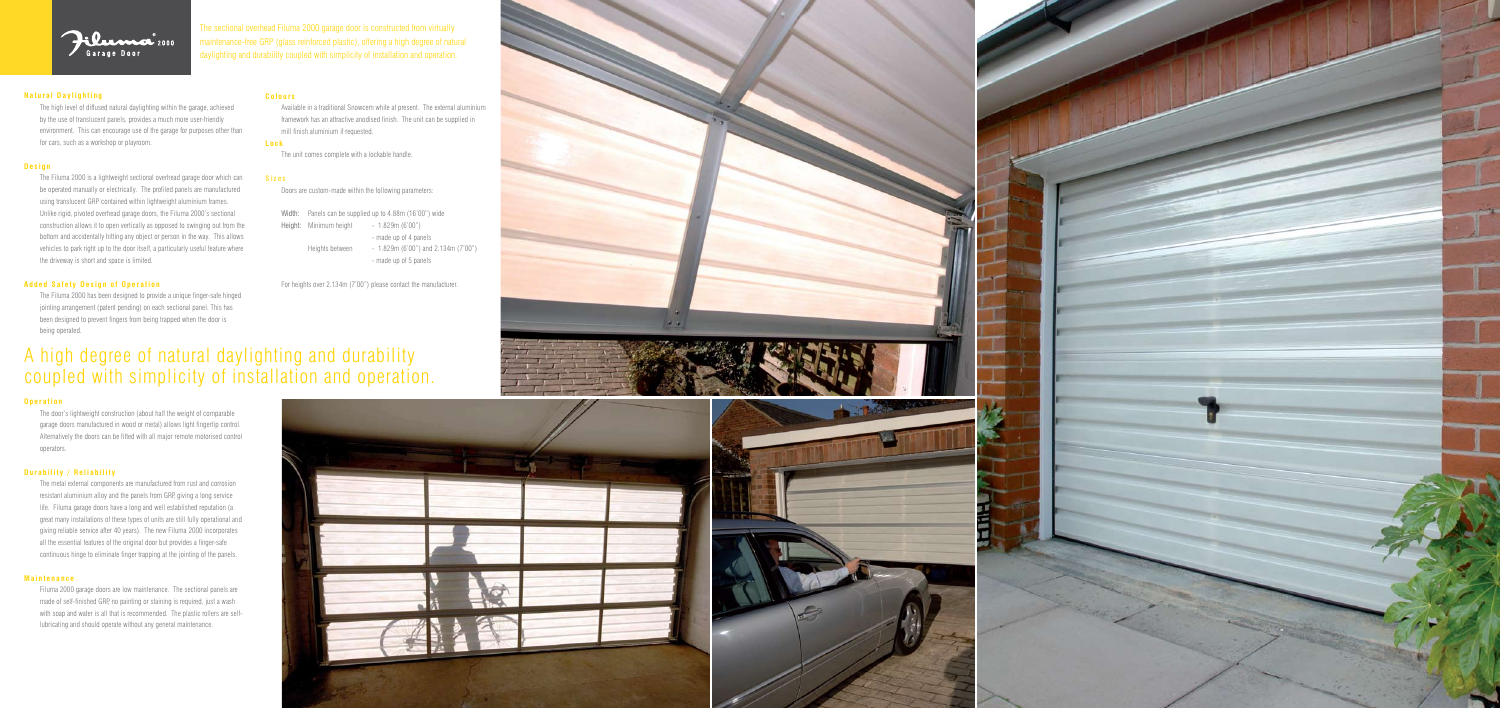Filuma® 2000 Garage Door

The sectional overhead Filuma 2000 garage door is constructed from virtually maintenance-free GRP (glass reinforced plastic), offering a high degree of natural daylighting and durability coupled with simplicity of installation and operation.

### Natural Daylighting

The high level of diffused natural daylighting within the garage, achieved by the use of translucent panels, provides a much more user-friendly environment. This can encourage use of the garage for purposes other than for cars, such as a workshop or playroom.

### Design

The Filuma 2000 is a lightweight sectional overhead garage door which can be operated manually or electrically. The profiled panels are manufactured using translucent GRP contained within lightweight aluminium frames. Unlike rigid, pivoted overhead garage doors, the Filuma 2000's sectional construction allows it to open vertically as opposed to swinging out from the bottom and accidentally hitting any object or person in the way. This allows vehicles to park right up to the door itself, a particularly useful feature where the driveway is short and space is limited.

### Added Safety Design of Operation

The Filuma 2000 has been designed to provide a unique finger-safe hinged jointing arrangement (patent pending) on each sectional panel. This has been designed to prevent fingers from being trapped when the door is being operated.

## A high degree of natural daylighting and durability coupled with simplicity of installation and operation.

### Operation

The door's lightweight construction (about half the weight of comparable garage doors manufactured in wood or metal) allows light fingertip control. Alternatively the doors can be fitted with all major remote motorised control operators.

### Durability / Reliability

The metal external components are manufactured from rust and corrosion resistant aluminium alloy and the panels from GRP, giving a long service life. Filuma garage doors have a long and well established reputation (a great many installations of these types of units are still fully operational and giving reliable service after 40 years). The new Filuma 2000 incorporates all the essential features of the original door but provides a finger-safe continuous hinge to eliminate finger trapping at the jointing of the panels.

### Maintenance

Filuma 2000 garage doors are low maintenance. The sectional panels are made of self-finished GRP, no painting or staining is required, just a wash with soap and water is all that is recommended. The plastic rollers are self-lubricating and should operate without any general maintenance.

### Colours

Available in a traditional Snowcem white at present. The external aluminium framework has an attractive anodised finish. The unit can be supplied in mill finish aluminium if requested.

### Lock

The unit comes complete with a lockable handle.

### Sizes

Doors are custom-made within the following parameters:

| | | |
|---|---|---|
| **Width:** | Panels can be supplied up to 4.88m (16'00") wide | |
| **Height:** | Minimum height | - 1.829m (6'00") |
| | | - made up of 4 panels |
| | Heights between | - 1.829m (6'00") and 2.134m (7'00") |
| | | - made up of 5 panels |

For heights over 2.134m (7'00") please contact the manufacturer.